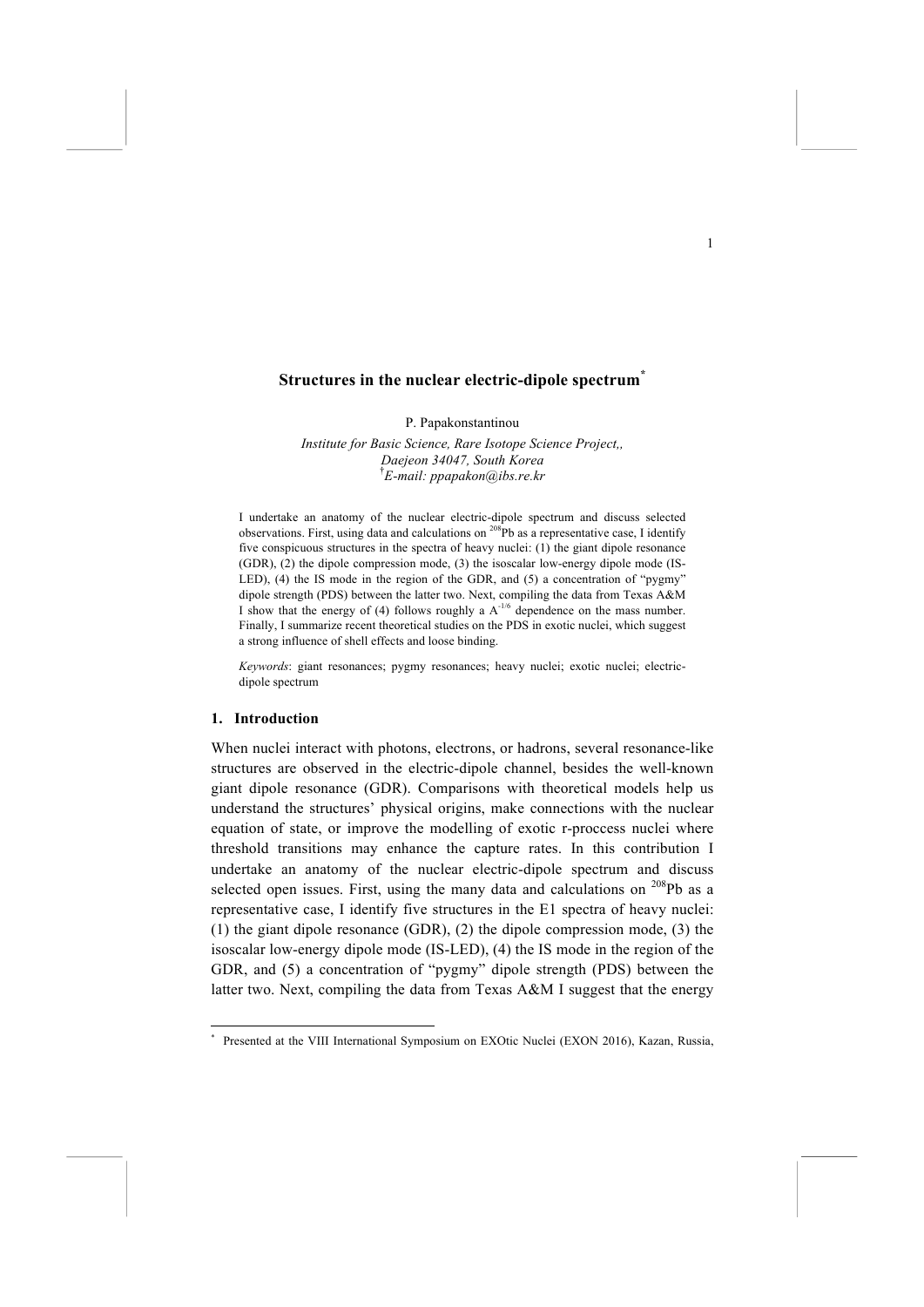# Structures in the nuclear electric-dipole spectrum*

P. Papakonstantinou

*Institute for Basic Science, Rare Isotope Science Project,,*
*Daejeon 34047, South Korea*
*†E-mail: ppapakon@ibs.re.kr*

I undertake an anatomy of the nuclear electric-dipole spectrum and discuss selected observations. First, using data and calculations on $^{208}$Pb as a representative case, I identify five conspicuous structures in the spectra of heavy nuclei: (1) the giant dipole resonance (GDR), (2) the dipole compression mode, (3) the isoscalar low-energy dipole mode (IS-LED), (4) the IS mode in the region of the GDR, and (5) a concentration of "pygmy" dipole strength (PDS) between the latter two. Next, compiling the data from Texas A&M I show that the energy of (4) follows roughly a $A^{-1/6}$ dependence on the mass number. Finally, I summarize recent theoretical studies on the PDS in exotic nuclei, which suggest a strong influence of shell effects and loose binding.

*Keywords*: giant resonances; pygmy resonances; heavy nuclei; exotic nuclei; electric-dipole spectrum

## 1. Introduction

When nuclei interact with photons, electrons, or hadrons, several resonance-like structures are observed in the electric-dipole channel, besides the well-known giant dipole resonance (GDR). Comparisons with theoretical models help us understand the structures' physical origins, make connections with the nuclear equation of state, or improve the modelling of exotic r-proccess nuclei where threshold transitions may enhance the capture rates. In this contribution I undertake an anatomy of the nuclear electric-dipole spectrum and discuss selected open issues. First, using the many data and calculations on $^{208}$Pb as a representative case, I identify five structures in the E1 spectra of heavy nuclei: (1) the giant dipole resonance (GDR), (2) the dipole compression mode, (3) the isoscalar low-energy dipole mode (IS-LED), (4) the IS mode in the region of the GDR, and (5) a concentration of "pygmy" dipole strength (PDS) between the latter two. Next, compiling the data from Texas A&M I suggest that the energy

---

* Presented at the VIII International Symposium on EXOtic Nuclei (EXON 2016), Kazan, Russia,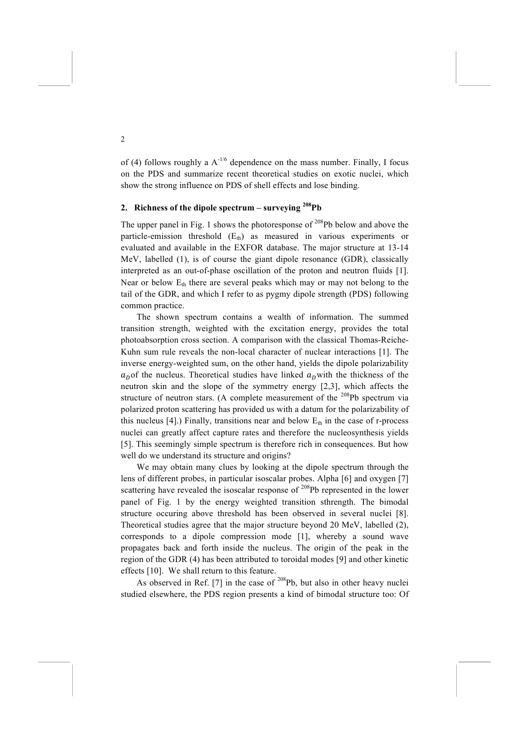of (4) follows roughly a $A^{-1/6}$ dependence on the mass number. Finally, I focus on the PDS and summarize recent theoretical studies on exotic nuclei, which show the strong influence on PDS of shell effects and lose binding.

## 2. Richness of the dipole spectrum – surveying $^{208}$Pb

The upper panel in Fig. 1 shows the photoresponse of $^{208}$Pb below and above the particle-emission threshold ($E_{th}$) as measured in various experiments or evaluated and available in the EXFOR database. The major structure at 13-14 MeV, labelled (1), is of course the giant dipole resonance (GDR), classically interpreted as an out-of-phase oscillation of the proton and neutron fluids [1]. Near or below $E_{th}$ there are several peaks which may or may not belong to the tail of the GDR, and which I refer to as pygmy dipole strength (PDS) following common practice.

The shown spectrum contains a wealth of information. The summed transition strength, weighted with the excitation energy, provides the total photoabsorption cross section. A comparison with the classical Thomas-Reiche-Kuhn sum rule reveals the non-local character of nuclear interactions [1]. The inverse energy-weighted sum, on the other hand, yields the dipole polarizability $a_D$ of the nucleus. Theoretical studies have linked $a_D$ with the thickness of the neutron skin and the slope of the symmetry energy [2,3], which affects the structure of neutron stars. (A complete measurement of the $^{208}$Pb spectrum via polarized proton scattering has provided us with a datum for the polarizability of this nucleus [4].) Finally, transitions near and below $E_{th}$ in the case of r-process nuclei can greatly affect capture rates and therefore the nucleosynthesis yields [5]. This seemingly simple spectrum is therefore rich in consequences. But how well do we understand its structure and origins?

We may obtain many clues by looking at the dipole spectrum through the lens of different probes, in particular isoscalar probes. Alpha [6] and oxygen [7] scattering have revealed the isoscalar response of $^{208}$Pb represented in the lower panel of Fig. 1 by the energy weighted transition sthrength. The bimodal structure occuring above threshold has been observed in several nuclei [8]. Theoretical studies agree that the major structure beyond 20 MeV, labelled (2), corresponds to a dipole compression mode [1], whereby a sound wave propagates back and forth inside the nucleus. The origin of the peak in the region of the GDR (4) has been attributed to toroidal modes [9] and other kinetic effects [10]. We shall return to this feature.

As observed in Ref. [7] in the case of $^{208}$Pb, but also in other heavy nuclei studied elsewhere, the PDS region presents a kind of bimodal structure too: Of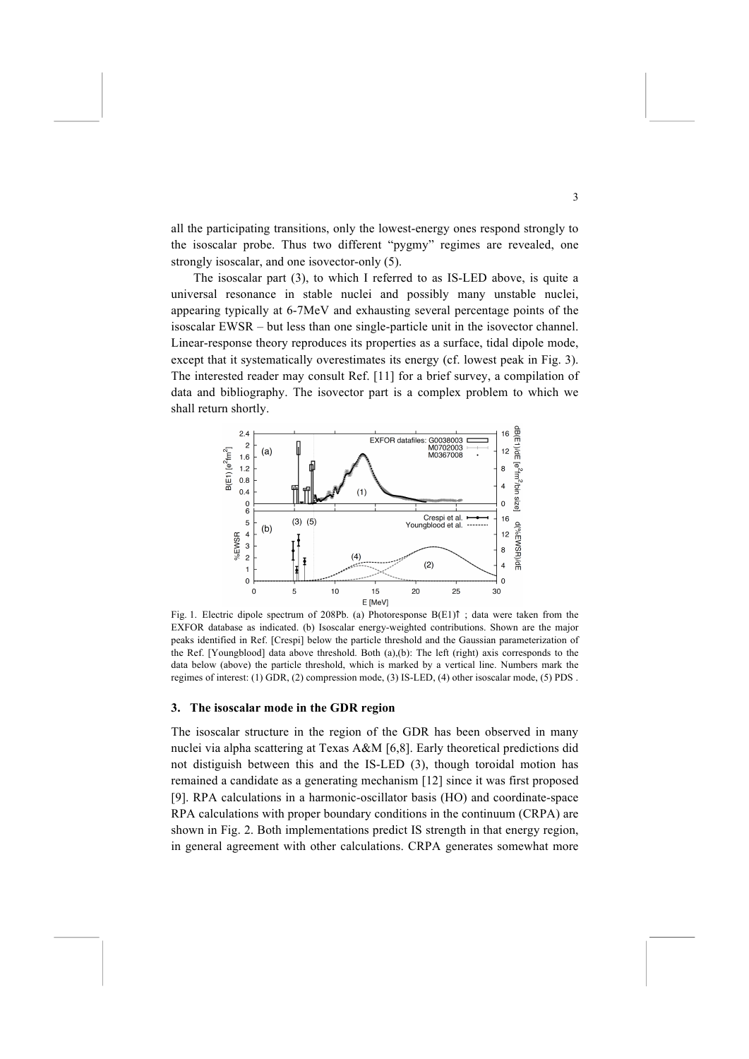all the participating transitions, only the lowest-energy ones respond strongly to the isoscalar probe. Thus two different "pygmy" regimes are revealed, one strongly isoscalar, and one isovector-only (5).

The isoscalar part (3), to which I referred to as IS-LED above, is quite a universal resonance in stable nuclei and possibly many unstable nuclei, appearing typically at 6-7MeV and exhausting several percentage points of the isoscalar EWSR – but less than one single-particle unit in the isovector channel. Linear-response theory reproduces its properties as a surface, tidal dipole mode, except that it systematically overestimates its energy (cf. lowest peak in Fig. 3). The interested reader may consult Ref. [11] for a brief survey, a compilation of data and bibliography. The isovector part is a complex problem to which we shall return shortly.

Fig. 1. Electric dipole spectrum of 208Pb. (a) Photoresponse B(E1)↑ ; data were taken from the EXFOR database as indicated. (b) Isoscalar energy-weighted contributions. Shown are the major peaks identified in Ref. [Crespi] below the particle threshold and the Gaussian parameterization of the Ref. [Youngblood] data above threshold. Both (a),(b): The left (right) axis corresponds to the data below (above) the particle threshold, which is marked by a vertical line. Numbers mark the regimes of interest: (1) GDR, (2) compression mode, (3) IS-LED, (4) other isoscalar mode, (5) PDS .

## 3. The isoscalar mode in the GDR region

The isoscalar structure in the region of the GDR has been observed in many nuclei via alpha scattering at Texas A&M [6,8]. Early theoretical predictions did not distiguish between this and the IS-LED (3), though toroidal motion has remained a candidate as a generating mechanism [12] since it was first proposed [9]. RPA calculations in a harmonic-oscillator basis (HO) and coordinate-space RPA calculations with proper boundary conditions in the continuum (CRPA) are shown in Fig. 2. Both implementations predict IS strength in that energy region, in general agreement with other calculations. CRPA generates somewhat more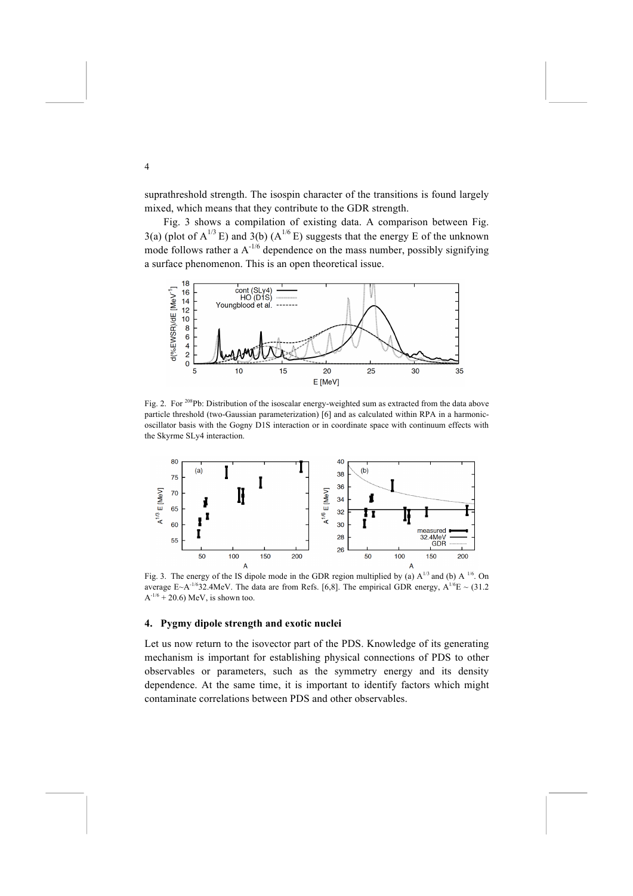suprathreshold strength. The isospin character of the transitions is found largely mixed, which means that they contribute to the GDR strength.

Fig. 3 shows a compilation of existing data. A comparison between Fig. 3(a) (plot of $A^{1/3}$ E) and 3(b) ($A^{1/6}$ E) suggests that the energy E of the unknown mode follows rather a $A^{-1/6}$ dependence on the mass number, possibly signifying a surface phenomenon. This is an open theoretical issue.

Fig. 2. For $^{208}$Pb: Distribution of the isoscalar energy-weighted sum as extracted from the data above particle threshold (two-Gaussian parameterization) [6] and as calculated within RPA in a harmonic-oscillator basis with the Gogny D1S interaction or in coordinate space with continuum effects with the Skyrme SLy4 interaction.

Fig. 3. The energy of the IS dipole mode in the GDR region multiplied by (a) $A^{1/3}$ and (b) $A^{1/6}$. On average $E \sim A^{-1/6}$32.4MeV. The data are from Refs. [6,8]. The empirical GDR energy, $A^{1/6}E \sim (31.2\ A^{-1/6} + 20.6)$ MeV, is shown too.

## 4. Pygmy dipole strength and exotic nuclei

Let us now return to the isovector part of the PDS. Knowledge of its generating mechanism is important for establishing physical connections of PDS to other observables or parameters, such as the symmetry energy and its density dependence. At the same time, it is important to identify factors which might contaminate correlations between PDS and other observables.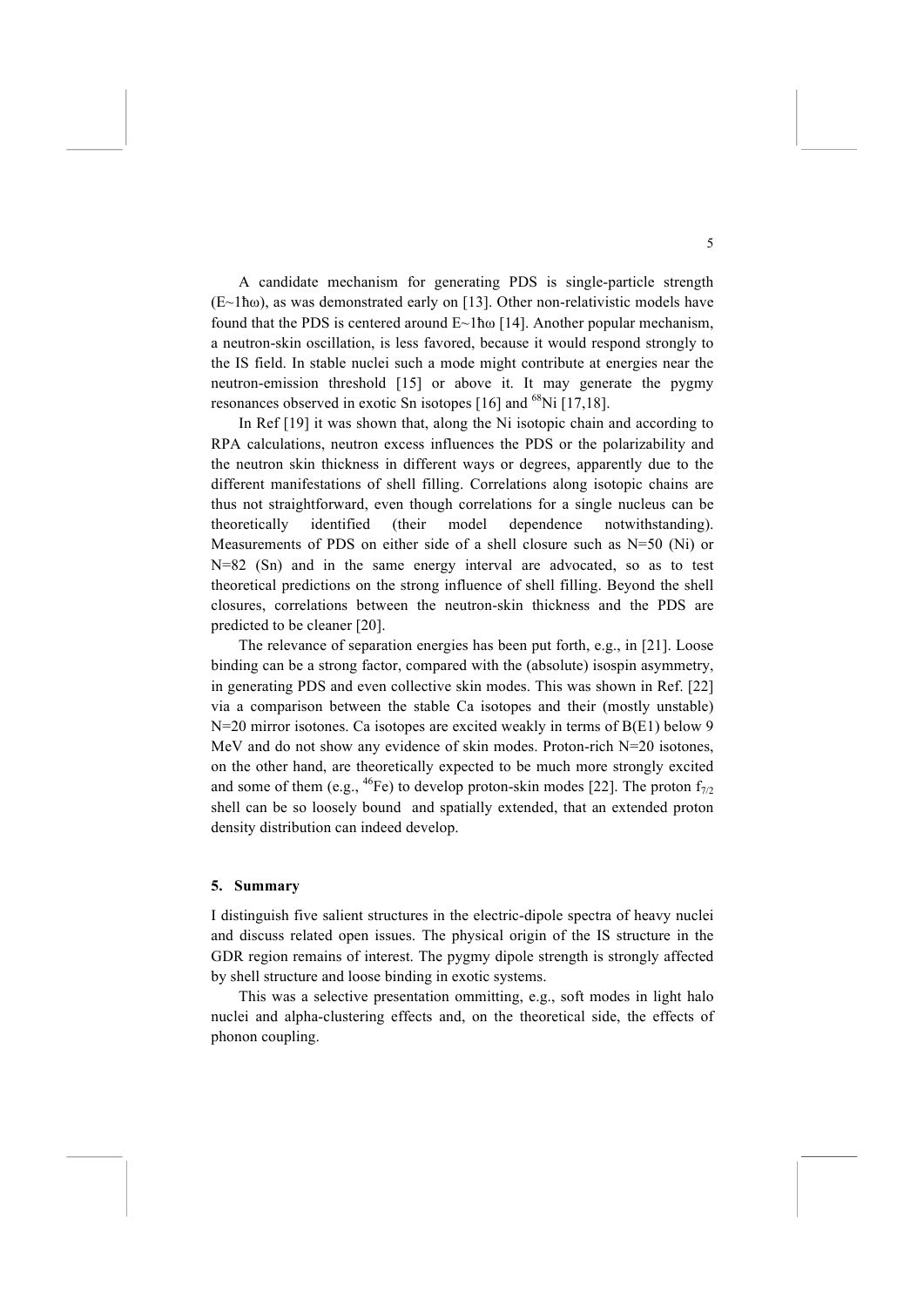A candidate mechanism for generating PDS is single-particle strength (E~1ħω), as was demonstrated early on [13]. Other non-relativistic models have found that the PDS is centered around E~1ħω [14]. Another popular mechanism, a neutron-skin oscillation, is less favored, because it would respond strongly to the IS field. In stable nuclei such a mode might contribute at energies near the neutron-emission threshold [15] or above it. It may generate the pygmy resonances observed in exotic Sn isotopes [16] and $^{68}$Ni [17,18].

In Ref [19] it was shown that, along the Ni isotopic chain and according to RPA calculations, neutron excess influences the PDS or the polarizability and the neutron skin thickness in different ways or degrees, apparently due to the different manifestations of shell filling. Correlations along isotopic chains are thus not straightforward, even though correlations for a single nucleus can be theoretically identified (their model dependence notwithstanding). Measurements of PDS on either side of a shell closure such as N=50 (Ni) or N=82 (Sn) and in the same energy interval are advocated, so as to test theoretical predictions on the strong influence of shell filling. Beyond the shell closures, correlations between the neutron-skin thickness and the PDS are predicted to be cleaner [20].

The relevance of separation energies has been put forth, e.g., in [21]. Loose binding can be a strong factor, compared with the (absolute) isospin asymmetry, in generating PDS and even collective skin modes. This was shown in Ref. [22] via a comparison between the stable Ca isotopes and their (mostly unstable) N=20 mirror isotones. Ca isotopes are excited weakly in terms of B(E1) below 9 MeV and do not show any evidence of skin modes. Proton-rich N=20 isotones, on the other hand, are theoretically expected to be much more strongly excited and some of them (e.g., $^{46}$Fe) to develop proton-skin modes [22]. The proton $f_{7/2}$ shell can be so loosely bound and spatially extended, that an extended proton density distribution can indeed develop.

## 5. Summary

I distinguish five salient structures in the electric-dipole spectra of heavy nuclei and discuss related open issues. The physical origin of the IS structure in the GDR region remains of interest. The pygmy dipole strength is strongly affected by shell structure and loose binding in exotic systems.

This was a selective presentation ommitting, e.g., soft modes in light halo nuclei and alpha-clustering effects and, on the theoretical side, the effects of phonon coupling.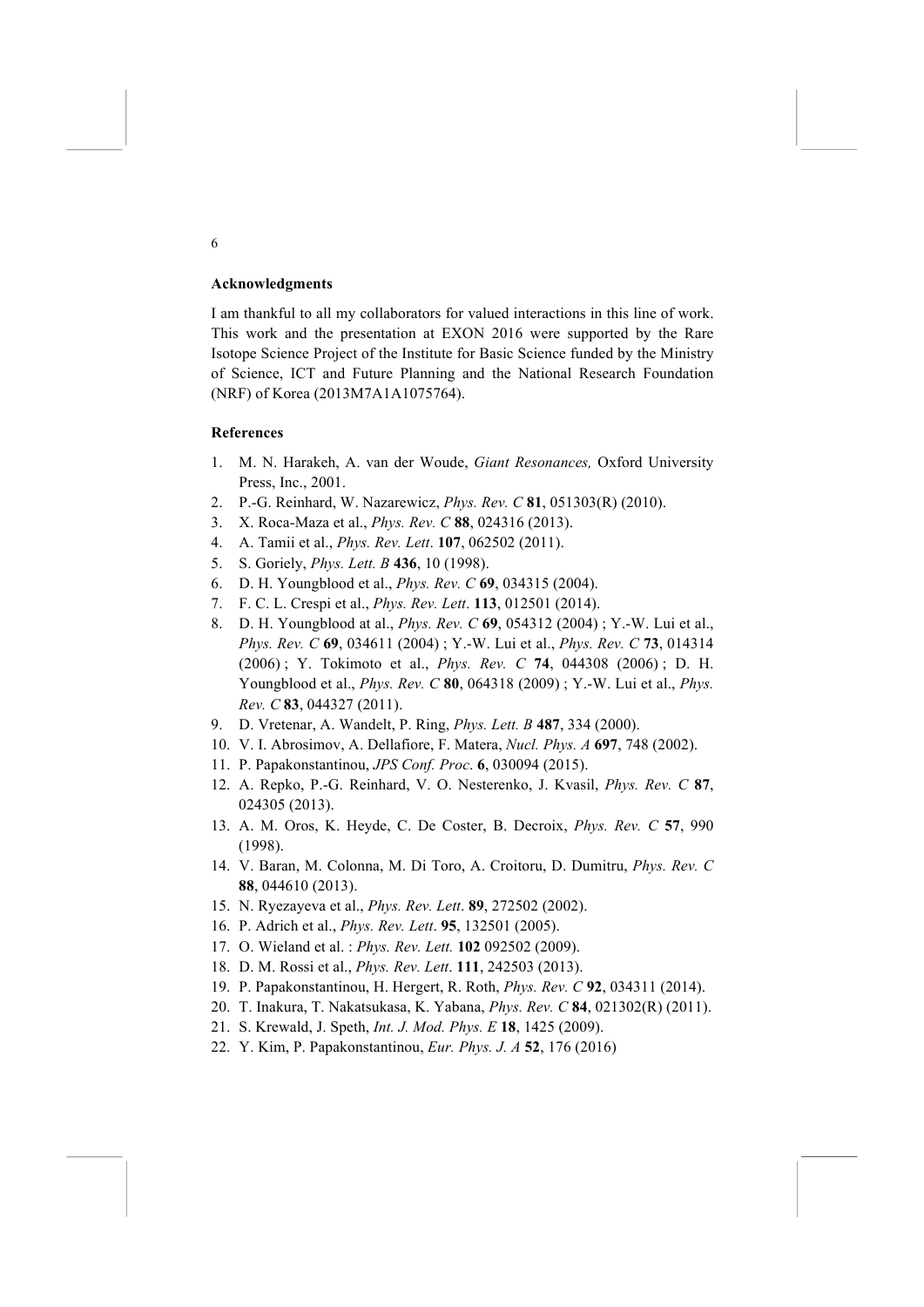## Acknowledgments

I am thankful to all my collaborators for valued interactions in this line of work. This work and the presentation at EXON 2016 were supported by the Rare Isotope Science Project of the Institute for Basic Science funded by the Ministry of Science, ICT and Future Planning and the National Research Foundation (NRF) of Korea (2013M7A1A1075764).

## References

1. M. N. Harakeh, A. van der Woude, *Giant Resonances,* Oxford University Press, Inc., 2001.
2. P.-G. Reinhard, W. Nazarewicz, *Phys. Rev. C* **81**, 051303(R) (2010).
3. X. Roca-Maza et al., *Phys. Rev. C* **88**, 024316 (2013).
4. A. Tamii et al., *Phys. Rev. Lett*. **107**, 062502 (2011).
5. S. Goriely, *Phys. Lett. B* **436**, 10 (1998).
6. D. H. Youngblood et al., *Phys. Rev. C* **69**, 034315 (2004).
7. F. C. L. Crespi et al., *Phys. Rev. Lett*. **113**, 012501 (2014).
8. D. H. Youngblood at al., *Phys. Rev. C* **69**, 054312 (2004) ; Y.-W. Lui et al., *Phys. Rev. C* **69**, 034611 (2004) ; Y.-W. Lui et al., *Phys. Rev. C* **73**, 014314 (2006) ; Y. Tokimoto et al., *Phys. Rev. C* **74**, 044308 (2006) ; D. H. Youngblood et al., *Phys. Rev. C* **80**, 064318 (2009) ; Y.-W. Lui et al., *Phys. Rev. C* **83**, 044327 (2011).
9. D. Vretenar, A. Wandelt, P. Ring, *Phys. Lett. B* **487**, 334 (2000).
10. V. I. Abrosimov, A. Dellafiore, F. Matera, *Nucl. Phys. A* **697**, 748 (2002).
11. P. Papakonstantinou, *JPS Conf. Proc*. **6**, 030094 (2015).
12. A. Repko, P.-G. Reinhard, V. O. Nesterenko, J. Kvasil, *Phys. Rev. C* **87**, 024305 (2013).
13. A. M. Oros, K. Heyde, C. De Coster, B. Decroix, *Phys. Rev. C* **57**, 990 (1998).
14. V. Baran, M. Colonna, M. Di Toro, A. Croitoru, D. Dumitru, *Phys. Rev. C* **88**, 044610 (2013).
15. N. Ryezayeva et al., *Phys. Rev. Lett*. **89**, 272502 (2002).
16. P. Adrich et al., *Phys. Rev. Lett*. **95**, 132501 (2005).
17. O. Wieland et al. : *Phys. Rev. Lett.* **102** 092502 (2009).
18. D. M. Rossi et al., *Phys. Rev. Lett*. **111**, 242503 (2013).
19. P. Papakonstantinou, H. Hergert, R. Roth, *Phys. Rev. C* **92**, 034311 (2014).
20. T. Inakura, T. Nakatsukasa, K. Yabana, *Phys. Rev. C* **84**, 021302(R) (2011).
21. S. Krewald, J. Speth, *Int. J. Mod. Phys. E* **18**, 1425 (2009).
22. Y. Kim, P. Papakonstantinou, *Eur. Phys. J. A* **52**, 176 (2016)